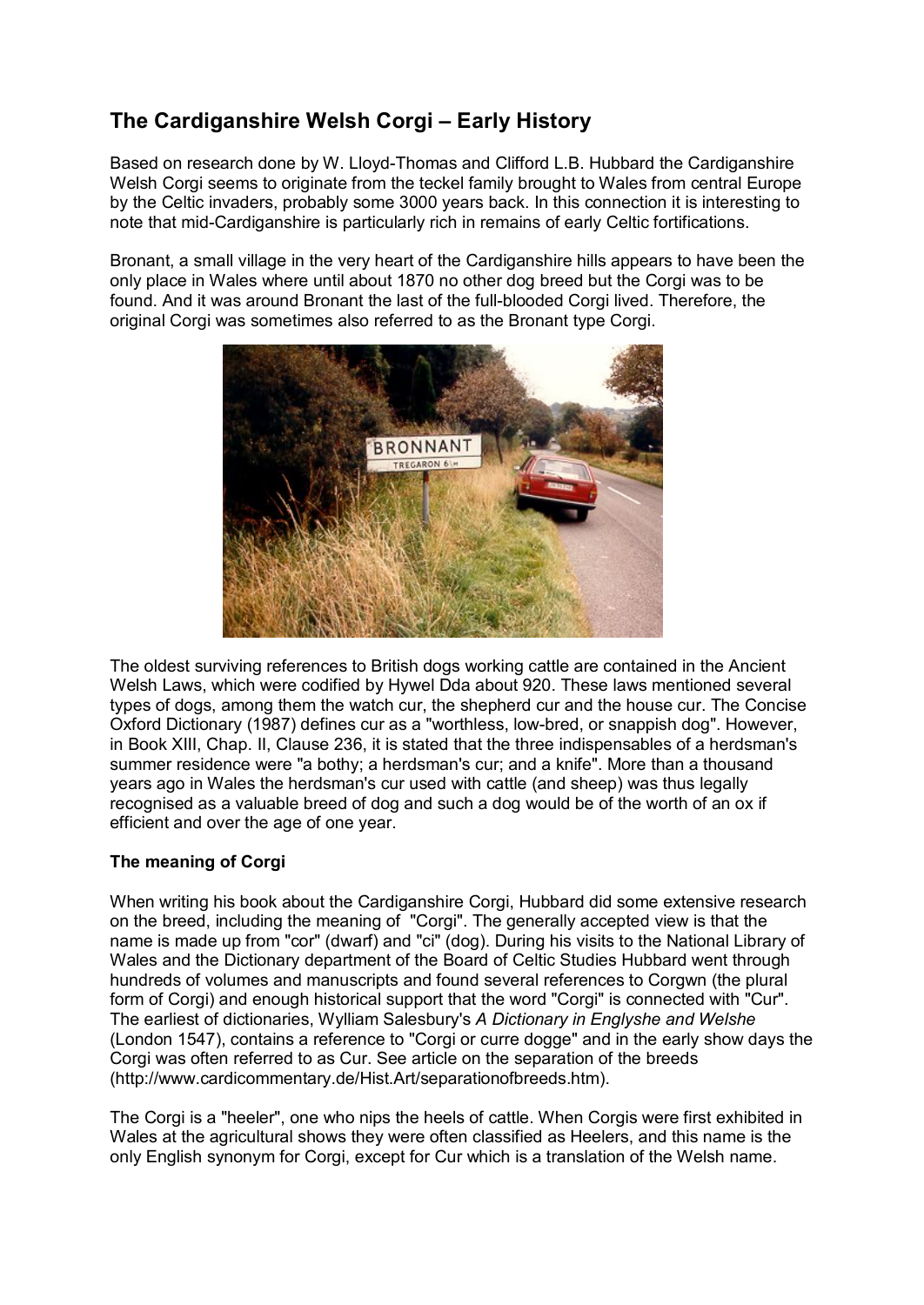## The Cardiganshire Welsh Corgi – Early History

Based on research done by W. Lloyd-Thomas and Clifford L.B. Hubbard the Cardiganshire Welsh Corgi seems to originate from the teckel family brought to Wales from central Europe by the Celtic invaders, probably some 3000 years back. In this connection it is interesting to note that mid-Cardiganshire is particularly rich in remains of early Celtic fortifications.

Bronant, a small village in the very heart of the Cardiganshire hills appears to have been the only place in Wales where until about 1870 no other dog breed but the Corgi was to be found. And it was around Bronant the last of the full-blooded Corgi lived. Therefore, the original Corgi was sometimes also referred to as the Bronant type Corgi.

The oldest surviving references to British dogs working cattle are contained in the Ancient Welsh Laws, which were codified by Hywel Dda about 920. These laws mentioned several types of dogs, among them the watch cur, the shepherd cur and the house cur. The Concise Oxford Dictionary (1987) defines cur as a "worthless, low-bred, or snappish dog". However, in Book XIII, Chap. II, Clause 236, it is stated that the three indispensables of a herdsman's summer residence were "a bothy; a herdsman's cur; and a knife". More than a thousand years ago in Wales the herdsman's cur used with cattle (and sheep) was thus legally recognised as a valuable breed of dog and such a dog would be of the worth of an ox if efficient and over the age of one year.

### The meaning of Corgi

When writing his book about the Cardiganshire Corgi, Hubbard did some extensive research on the breed, including the meaning of "Corgi". The generally accepted view is that the name is made up from "cor" (dwarf) and "ci" (dog). During his visits to the National Library of Wales and the Dictionary department of the Board of Celtic Studies Hubbard went through hundreds of volumes and manuscripts and found several references to Corgwn (the plural form of Corgi) and enough historical support that the word "Corgi" is connected with "Cur". The earliest of dictionaries, Wylliam Salesbury's *A Dictionary in Englyshe and Welshe* (London 1547), contains a reference to "Corgi or curre dogge" and in the early show days the Corgi was often referred to as Cur. See article on the separation of the breeds (http://www.cardicommentary.de/Hist.Art/separationofbreeds.htm).

The Corgi is a "heeler", one who nips the heels of cattle. When Corgis were first exhibited in Wales at the agricultural shows they were often classified as Heelers, and this name is the only English synonym for Corgi, except for Cur which is a translation of the Welsh name.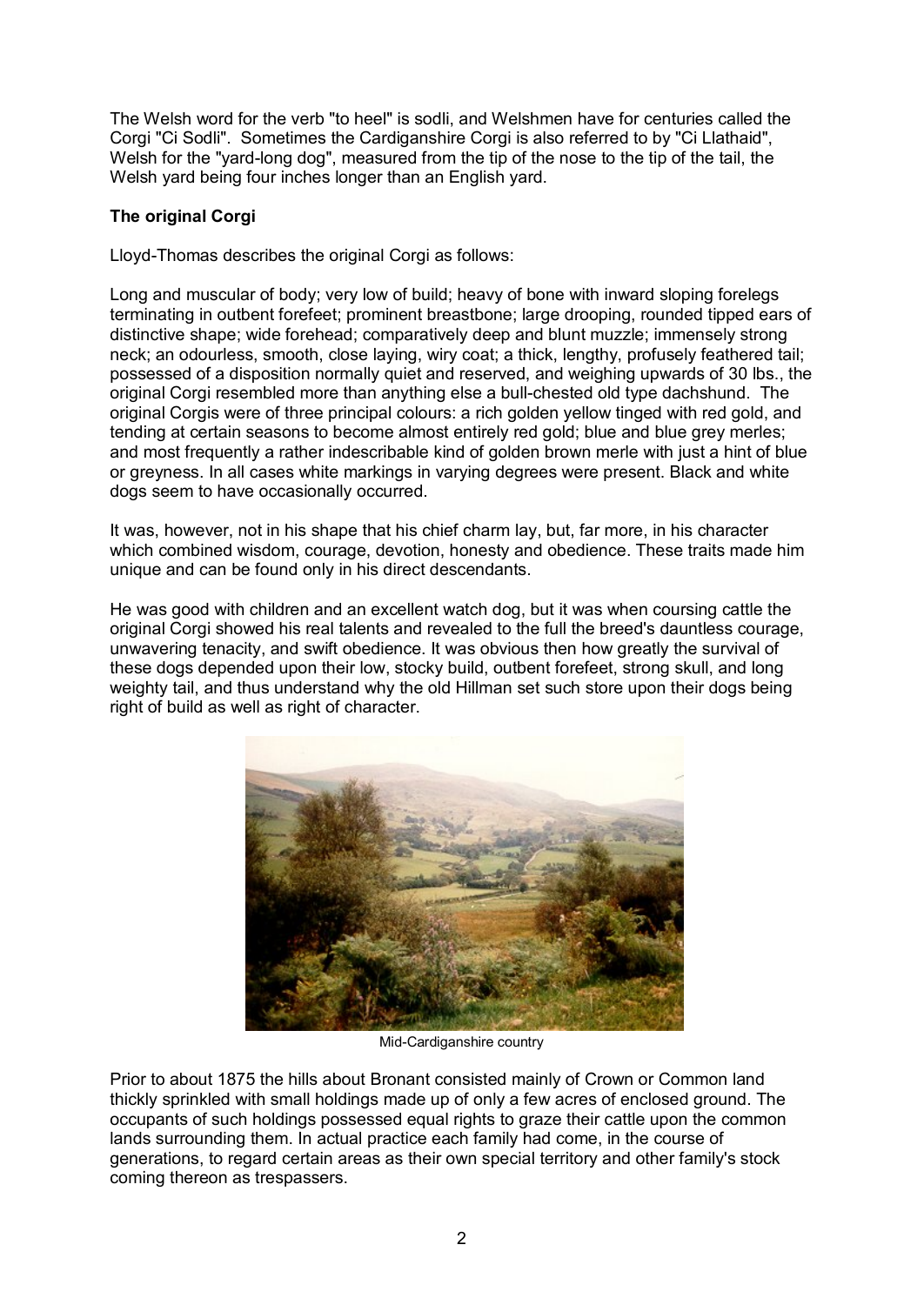The Welsh word for the verb "to heel" is sodli, and Welshmen have for centuries called the Corgi "Ci Sodli". Sometimes the Cardiganshire Corgi is also referred to by "Ci Llathaid", Welsh for the "yard-long dog", measured from the tip of the nose to the tip of the tail, the Welsh yard being four inches longer than an English yard.

**The original Corgi**

Lloyd-Thomas describes the original Corgi as follows:

Long and muscular of body; very low of build; heavy of bone with inward sloping forelegs terminating in outbent forefeet; prominent breastbone; large drooping, rounded tipped ears of distinctive shape; wide forehead; comparatively deep and blunt muzzle; immensely strong neck; an odourless, smooth, close laying, wiry coat; a thick, lengthy, profusely feathered tail; possessed of a disposition normally quiet and reserved, and weighing upwards of 30 lbs., the original Corgi resembled more than anything else a bull-chested old type dachshund. The original Corgis were of three principal colours: a rich golden yellow tinged with red gold, and tending at certain seasons to become almost entirely red gold; blue and blue grey merles; and most frequently a rather indescribable kind of golden brown merle with just a hint of blue or greyness. In all cases white markings in varying degrees were present. Black and white dogs seem to have occasionally occurred.

It was, however, not in his shape that his chief charm lay, but, far more, in his character which combined wisdom, courage, devotion, honesty and obedience. These traits made him unique and can be found only in his direct descendants.

He was good with children and an excellent watch dog, but it was when coursing cattle the original Corgi showed his real talents and revealed to the full the breed's dauntless courage, unwavering tenacity, and swift obedience. It was obvious then how greatly the survival of these dogs depended upon their low, stocky build, outbent forefeet, strong skull, and long weighty tail, and thus understand why the old Hillman set such store upon their dogs being right of build as well as right of character.

Mid-Cardiganshire country

Prior to about 1875 the hills about Bronant consisted mainly of Crown or Common land thickly sprinkled with small holdings made up of only a few acres of enclosed ground. The occupants of such holdings possessed equal rights to graze their cattle upon the common lands surrounding them. In actual practice each family had come, in the course of generations, to regard certain areas as their own special territory and other family's stock coming thereon as trespassers.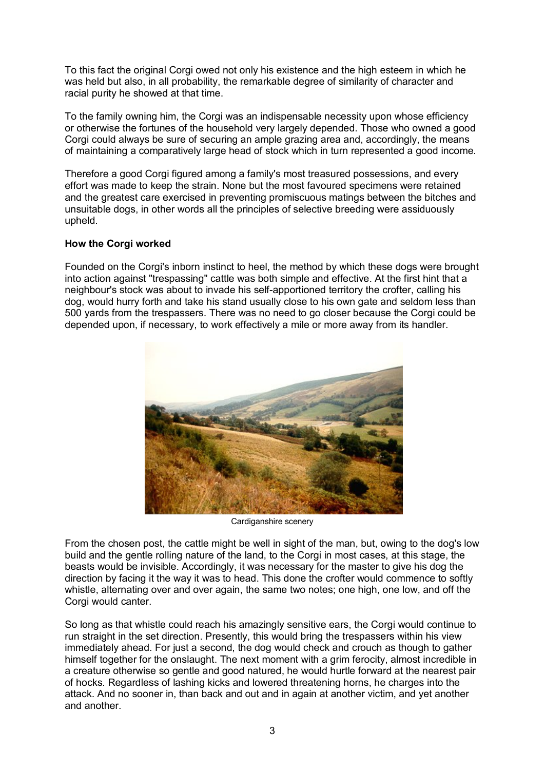To this fact the original Corgi owed not only his existence and the high esteem in which he was held but also, in all probability, the remarkable degree of similarity of character and racial purity he showed at that time.

To the family owning him, the Corgi was an indispensable necessity upon whose efficiency or otherwise the fortunes of the household very largely depended. Those who owned a good Corgi could always be sure of securing an ample grazing area and, accordingly, the means of maintaining a comparatively large head of stock which in turn represented a good income.

Therefore a good Corgi figured among a family's most treasured possessions, and every effort was made to keep the strain. None but the most favoured specimens were retained and the greatest care exercised in preventing promiscuous matings between the bitches and unsuitable dogs, in other words all the principles of selective breeding were assiduously upheld.

**How the Corgi worked**

Founded on the Corgi's inborn instinct to heel, the method by which these dogs were brought into action against "trespassing" cattle was both simple and effective. At the first hint that a neighbour's stock was about to invade his self-apportioned territory the crofter, calling his dog, would hurry forth and take his stand usually close to his own gate and seldom less than 500 yards from the trespassers. There was no need to go closer because the Corgi could be depended upon, if necessary, to work effectively a mile or more away from its handler.

Cardiganshire scenery

From the chosen post, the cattle might be well in sight of the man, but, owing to the dog's low build and the gentle rolling nature of the land, to the Corgi in most cases, at this stage, the beasts would be invisible. Accordingly, it was necessary for the master to give his dog the direction by facing it the way it was to head. This done the crofter would commence to softly whistle, alternating over and over again, the same two notes; one high, one low, and off the Corgi would canter.

So long as that whistle could reach his amazingly sensitive ears, the Corgi would continue to run straight in the set direction. Presently, this would bring the trespassers within his view immediately ahead. For just a second, the dog would check and crouch as though to gather himself together for the onslaught. The next moment with a grim ferocity, almost incredible in a creature otherwise so gentle and good natured, he would hurtle forward at the nearest pair of hocks. Regardless of lashing kicks and lowered threatening horns, he charges into the attack. And no sooner in, than back and out and in again at another victim, and yet another and another.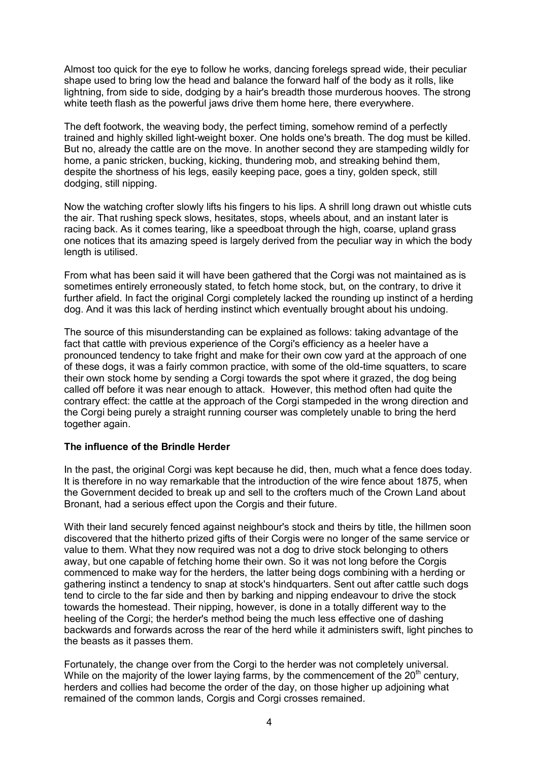Almost too quick for the eye to follow he works, dancing forelegs spread wide, their peculiar shape used to bring low the head and balance the forward half of the body as it rolls, like lightning, from side to side, dodging by a hair's breadth those murderous hooves. The strong white teeth flash as the powerful jaws drive them home here, there everywhere.

The deft footwork, the weaving body, the perfect timing, somehow remind of a perfectly trained and highly skilled light-weight boxer. One holds one's breath. The dog must be killed. But no, already the cattle are on the move. In another second they are stampeding wildly for home, a panic stricken, bucking, kicking, thundering mob, and streaking behind them, despite the shortness of his legs, easily keeping pace, goes a tiny, golden speck, still dodging, still nipping.

Now the watching crofter slowly lifts his fingers to his lips. A shrill long drawn out whistle cuts the air. That rushing speck slows, hesitates, stops, wheels about, and an instant later is racing back. As it comes tearing, like a speedboat through the high, coarse, upland grass one notices that its amazing speed is largely derived from the peculiar way in which the body length is utilised.

From what has been said it will have been gathered that the Corgi was not maintained as is sometimes entirely erroneously stated, to fetch home stock, but, on the contrary, to drive it further afield. In fact the original Corgi completely lacked the rounding up instinct of a herding dog. And it was this lack of herding instinct which eventually brought about his undoing.

The source of this misunderstanding can be explained as follows: taking advantage of the fact that cattle with previous experience of the Corgi's efficiency as a heeler have a pronounced tendency to take fright and make for their own cow yard at the approach of one of these dogs, it was a fairly common practice, with some of the old-time squatters, to scare their own stock home by sending a Corgi towards the spot where it grazed, the dog being called off before it was near enough to attack. However, this method often had quite the contrary effect: the cattle at the approach of the Corgi stampeded in the wrong direction and the Corgi being purely a straight running courser was completely unable to bring the herd together again.

**The influence of the Brindle Herder**

In the past, the original Corgi was kept because he did, then, much what a fence does today. It is therefore in no way remarkable that the introduction of the wire fence about 1875, when the Government decided to break up and sell to the crofters much of the Crown Land about Bronant, had a serious effect upon the Corgis and their future.

With their land securely fenced against neighbour's stock and theirs by title, the hillmen soon discovered that the hitherto prized gifts of their Corgis were no longer of the same service or value to them. What they now required was not a dog to drive stock belonging to others away, but one capable of fetching home their own. So it was not long before the Corgis commenced to make way for the herders, the latter being dogs combining with a herding or gathering instinct a tendency to snap at stock's hindquarters. Sent out after cattle such dogs tend to circle to the far side and then by barking and nipping endeavour to drive the stock towards the homestead. Their nipping, however, is done in a totally different way to the heeling of the Corgi; the herder's method being the much less effective one of dashing backwards and forwards across the rear of the herd while it administers swift, light pinches to the beasts as it passes them.

Fortunately, the change over from the Corgi to the herder was not completely universal. While on the majority of the lower laying farms, by the commencement of the 20th century, herders and collies had become the order of the day, on those higher up adjoining what remained of the common lands, Corgis and Corgi crosses remained.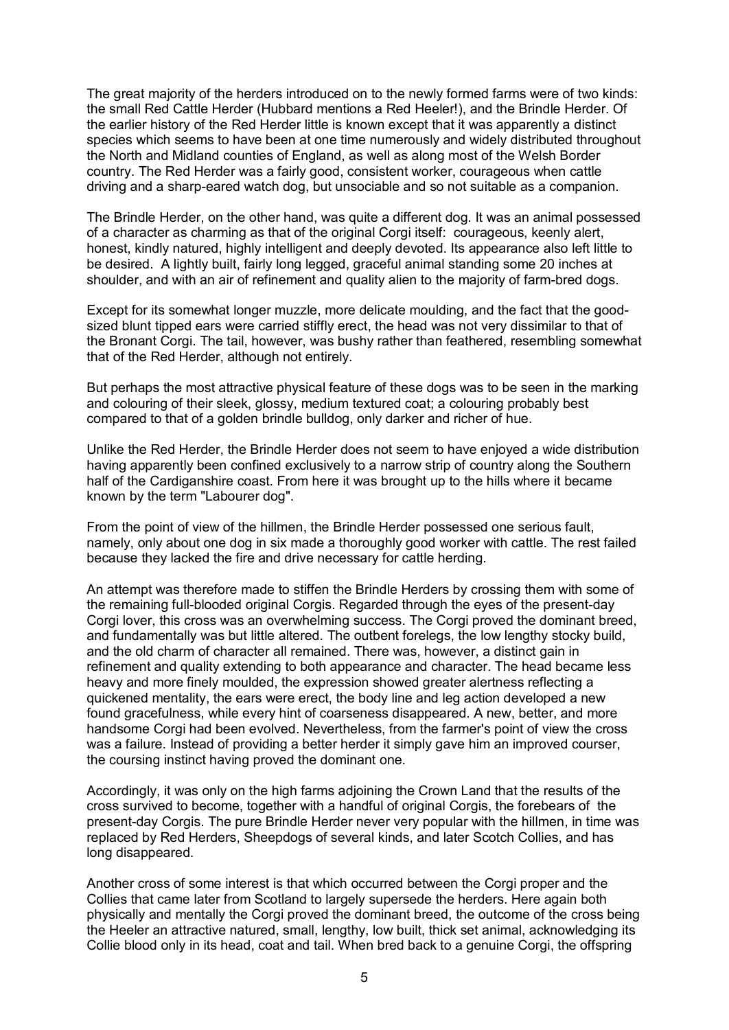The great majority of the herders introduced on to the newly formed farms were of two kinds: the small Red Cattle Herder (Hubbard mentions a Red Heeler!), and the Brindle Herder. Of the earlier history of the Red Herder little is known except that it was apparently a distinct species which seems to have been at one time numerously and widely distributed throughout the North and Midland counties of England, as well as along most of the Welsh Border country. The Red Herder was a fairly good, consistent worker, courageous when cattle driving and a sharp-eared watch dog, but unsociable and so not suitable as a companion.

The Brindle Herder, on the other hand, was quite a different dog. It was an animal possessed of a character as charming as that of the original Corgi itself: courageous, keenly alert, honest, kindly natured, highly intelligent and deeply devoted. Its appearance also left little to be desired. A lightly built, fairly long legged, graceful animal standing some 20 inches at shoulder, and with an air of refinement and quality alien to the majority of farm-bred dogs.

Except for its somewhat longer muzzle, more delicate moulding, and the fact that the good-sized blunt tipped ears were carried stiffly erect, the head was not very dissimilar to that of the Bronant Corgi. The tail, however, was bushy rather than feathered, resembling somewhat that of the Red Herder, although not entirely.

But perhaps the most attractive physical feature of these dogs was to be seen in the marking and colouring of their sleek, glossy, medium textured coat; a colouring probably best compared to that of a golden brindle bulldog, only darker and richer of hue.

Unlike the Red Herder, the Brindle Herder does not seem to have enjoyed a wide distribution having apparently been confined exclusively to a narrow strip of country along the Southern half of the Cardiganshire coast. From here it was brought up to the hills where it became known by the term "Labourer dog".

From the point of view of the hillmen, the Brindle Herder possessed one serious fault, namely, only about one dog in six made a thoroughly good worker with cattle. The rest failed because they lacked the fire and drive necessary for cattle herding.

An attempt was therefore made to stiffen the Brindle Herders by crossing them with some of the remaining full-blooded original Corgis. Regarded through the eyes of the present-day Corgi lover, this cross was an overwhelming success. The Corgi proved the dominant breed, and fundamentally was but little altered. The outbent forelegs, the low lengthy stocky build, and the old charm of character all remained. There was, however, a distinct gain in refinement and quality extending to both appearance and character. The head became less heavy and more finely moulded, the expression showed greater alertness reflecting a quickened mentality, the ears were erect, the body line and leg action developed a new found gracefulness, while every hint of coarseness disappeared. A new, better, and more handsome Corgi had been evolved. Nevertheless, from the farmer's point of view the cross was a failure. Instead of providing a better herder it simply gave him an improved courser, the coursing instinct having proved the dominant one.

Accordingly, it was only on the high farms adjoining the Crown Land that the results of the cross survived to become, together with a handful of original Corgis, the forebears of the present-day Corgis. The pure Brindle Herder never very popular with the hillmen, in time was replaced by Red Herders, Sheepdogs of several kinds, and later Scotch Collies, and has long disappeared.

Another cross of some interest is that which occurred between the Corgi proper and the Collies that came later from Scotland to largely supersede the herders. Here again both physically and mentally the Corgi proved the dominant breed, the outcome of the cross being the Heeler an attractive natured, small, lengthy, low built, thick set animal, acknowledging its Collie blood only in its head, coat and tail. When bred back to a genuine Corgi, the offspring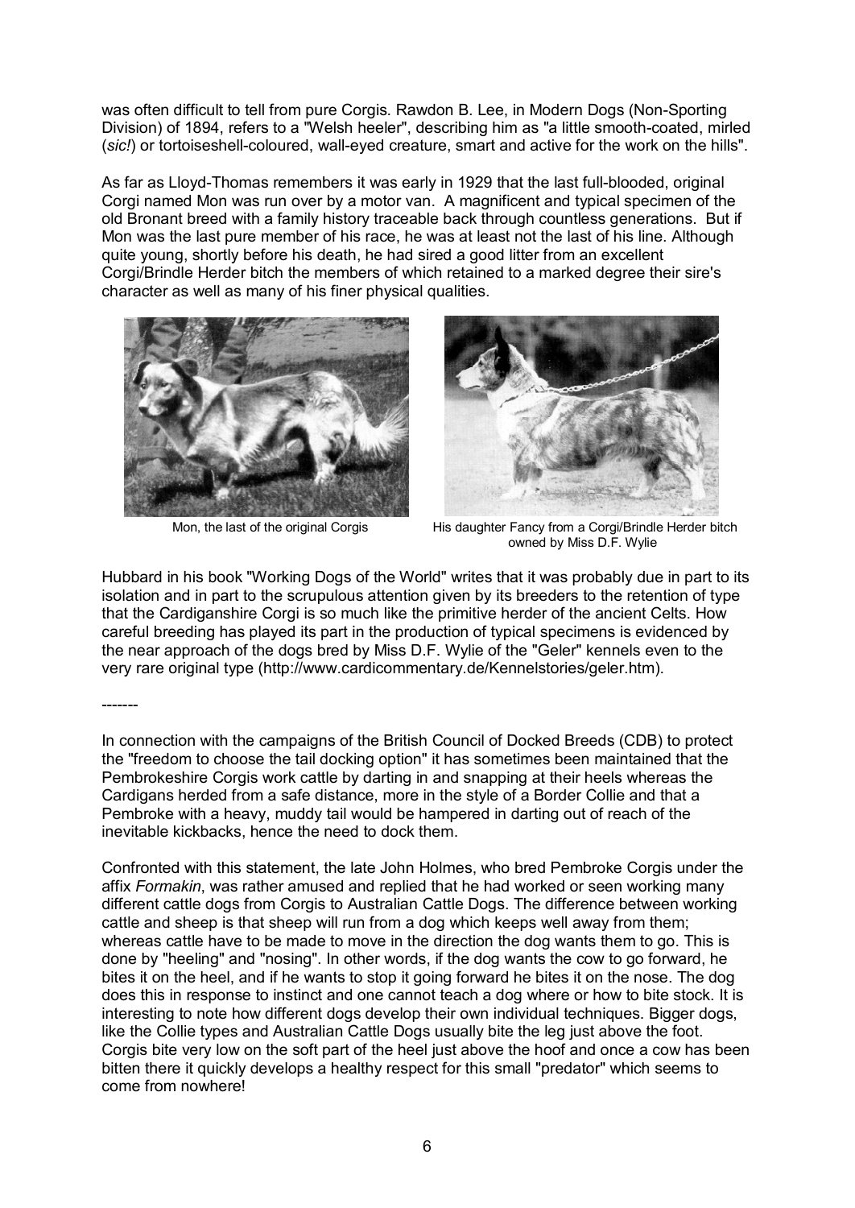was often difficult to tell from pure Corgis. Rawdon B. Lee, in Modern Dogs (Non-Sporting Division) of 1894, refers to a "Welsh heeler", describing him as "a little smooth-coated, mirled (*sic!*) or tortoiseshell-coloured, wall-eyed creature, smart and active for the work on the hills".

As far as Lloyd-Thomas remembers it was early in 1929 that the last full-blooded, original Corgi named Mon was run over by a motor van. A magnificent and typical specimen of the old Bronant breed with a family history traceable back through countless generations. But if Mon was the last pure member of his race, he was at least not the last of his line. Although quite young, shortly before his death, he had sired a good litter from an excellent Corgi/Brindle Herder bitch the members of which retained to a marked degree their sire's character as well as many of his finer physical qualities.

Mon, the last of the original Corgis

His daughter Fancy from a Corgi/Brindle Herder bitch owned by Miss D.F. Wylie

Hubbard in his book "Working Dogs of the World" writes that it was probably due in part to its isolation and in part to the scrupulous attention given by its breeders to the retention of type that the Cardiganshire Corgi is so much like the primitive herder of the ancient Celts. How careful breeding has played its part in the production of typical specimens is evidenced by the near approach of the dogs bred by Miss D.F. Wylie of the "Geler" kennels even to the very rare original type (http://www.cardicommentary.de/Kennelstories/geler.htm).

-------

In connection with the campaigns of the British Council of Docked Breeds (CDB) to protect the "freedom to choose the tail docking option" it has sometimes been maintained that the Pembrokeshire Corgis work cattle by darting in and snapping at their heels whereas the Cardigans herded from a safe distance, more in the style of a Border Collie and that a Pembroke with a heavy, muddy tail would be hampered in darting out of reach of the inevitable kickbacks, hence the need to dock them.

Confronted with this statement, the late John Holmes, who bred Pembroke Corgis under the affix *Formakin*, was rather amused and replied that he had worked or seen working many different cattle dogs from Corgis to Australian Cattle Dogs. The difference between working cattle and sheep is that sheep will run from a dog which keeps well away from them; whereas cattle have to be made to move in the direction the dog wants them to go. This is done by "heeling" and "nosing". In other words, if the dog wants the cow to go forward, he bites it on the heel, and if he wants to stop it going forward he bites it on the nose. The dog does this in response to instinct and one cannot teach a dog where or how to bite stock. It is interesting to note how different dogs develop their own individual techniques. Bigger dogs, like the Collie types and Australian Cattle Dogs usually bite the leg just above the foot. Corgis bite very low on the soft part of the heel just above the hoof and once a cow has been bitten there it quickly develops a healthy respect for this small "predator" which seems to come from nowhere!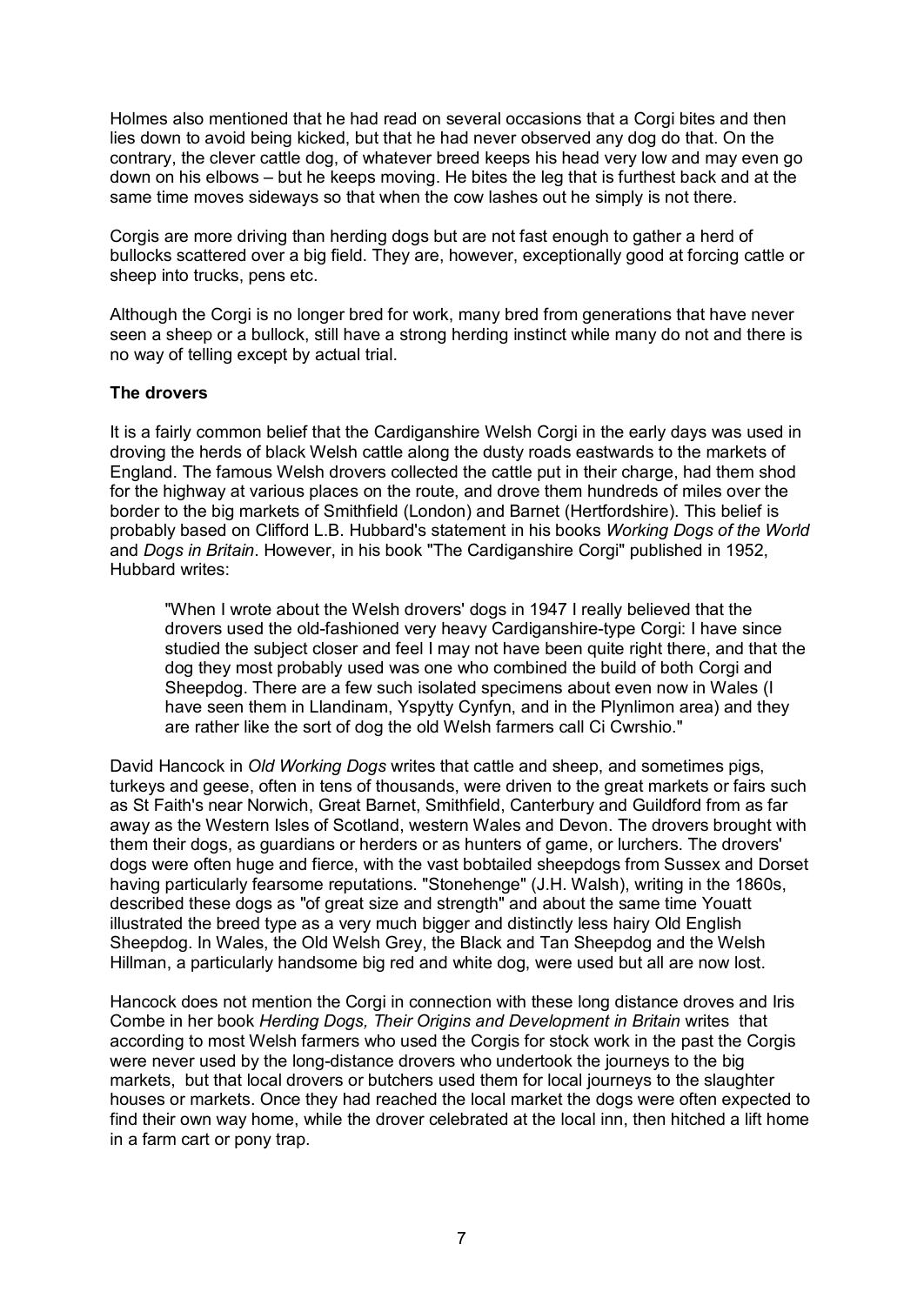Holmes also mentioned that he had read on several occasions that a Corgi bites and then lies down to avoid being kicked, but that he had never observed any dog do that. On the contrary, the clever cattle dog, of whatever breed keeps his head very low and may even go down on his elbows – but he keeps moving. He bites the leg that is furthest back and at the same time moves sideways so that when the cow lashes out he simply is not there.

Corgis are more driving than herding dogs but are not fast enough to gather a herd of bullocks scattered over a big field. They are, however, exceptionally good at forcing cattle or sheep into trucks, pens etc.

Although the Corgi is no longer bred for work, many bred from generations that have never seen a sheep or a bullock, still have a strong herding instinct while many do not and there is no way of telling except by actual trial.

**The drovers**

It is a fairly common belief that the Cardiganshire Welsh Corgi in the early days was used in droving the herds of black Welsh cattle along the dusty roads eastwards to the markets of England. The famous Welsh drovers collected the cattle put in their charge, had them shod for the highway at various places on the route, and drove them hundreds of miles over the border to the big markets of Smithfield (London) and Barnet (Hertfordshire). This belief is probably based on Clifford L.B. Hubbard's statement in his books *Working Dogs of the World* and *Dogs in Britain*. However, in his book "The Cardiganshire Corgi" published in 1952, Hubbard writes:

> "When I wrote about the Welsh drovers' dogs in 1947 I really believed that the drovers used the old-fashioned very heavy Cardiganshire-type Corgi: I have since studied the subject closer and feel I may not have been quite right there, and that the dog they most probably used was one who combined the build of both Corgi and Sheepdog. There are a few such isolated specimens about even now in Wales (I have seen them in Llandinam, Yspytty Cynfyn, and in the Plynlimon area) and they are rather like the sort of dog the old Welsh farmers call Ci Cwrshio."

David Hancock in *Old Working Dogs* writes that cattle and sheep, and sometimes pigs, turkeys and geese, often in tens of thousands, were driven to the great markets or fairs such as St Faith's near Norwich, Great Barnet, Smithfield, Canterbury and Guildford from as far away as the Western Isles of Scotland, western Wales and Devon. The drovers brought with them their dogs, as guardians or herders or as hunters of game, or lurchers. The drovers' dogs were often huge and fierce, with the vast bobtailed sheepdogs from Sussex and Dorset having particularly fearsome reputations. "Stonehenge" (J.H. Walsh), writing in the 1860s, described these dogs as "of great size and strength" and about the same time Youatt illustrated the breed type as a very much bigger and distinctly less hairy Old English Sheepdog. In Wales, the Old Welsh Grey, the Black and Tan Sheepdog and the Welsh Hillman, a particularly handsome big red and white dog, were used but all are now lost.

Hancock does not mention the Corgi in connection with these long distance droves and Iris Combe in her book *Herding Dogs, Their Origins and Development in Britain* writes that according to most Welsh farmers who used the Corgis for stock work in the past the Corgis were never used by the long-distance drovers who undertook the journeys to the big markets, but that local drovers or butchers used them for local journeys to the slaughter houses or markets. Once they had reached the local market the dogs were often expected to find their own way home, while the drover celebrated at the local inn, then hitched a lift home in a farm cart or pony trap.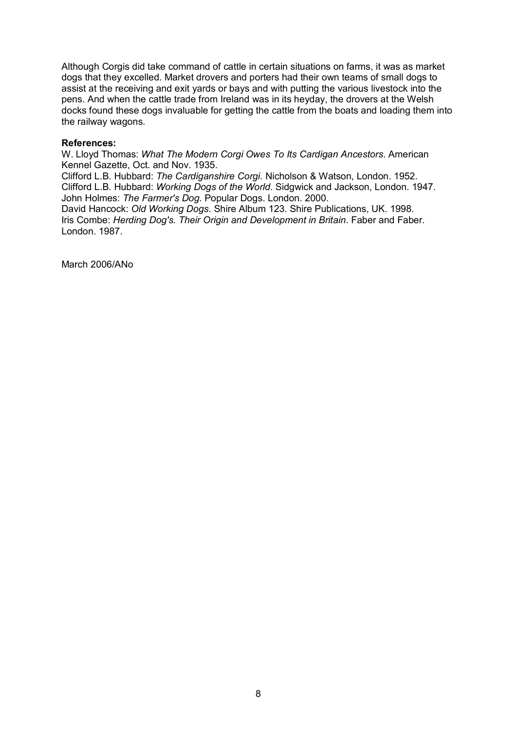Although Corgis did take command of cattle in certain situations on farms, it was as market dogs that they excelled. Market drovers and porters had their own teams of small dogs to assist at the receiving and exit yards or bays and with putting the various livestock into the pens. And when the cattle trade from Ireland was in its heyday, the drovers at the Welsh docks found these dogs invaluable for getting the cattle from the boats and loading them into the railway wagons.

**References:**

W. Lloyd Thomas: *What The Modern Corgi Owes To Its Cardigan Ancestors*. American Kennel Gazette, Oct. and Nov. 1935.
Clifford L.B. Hubbard: *The Cardiganshire Corgi*. Nicholson & Watson, London. 1952.
Clifford L.B. Hubbard: *Working Dogs of the World*. Sidgwick and Jackson, London. 1947.
John Holmes: *The Farmer's Dog*. Popular Dogs. London. 2000.
David Hancock: *Old Working Dogs*. Shire Album 123. Shire Publications, UK. 1998.
Iris Combe: *Herding Dog's. Their Origin and Development in Britain*. Faber and Faber. London. 1987.

March 2006/ANo